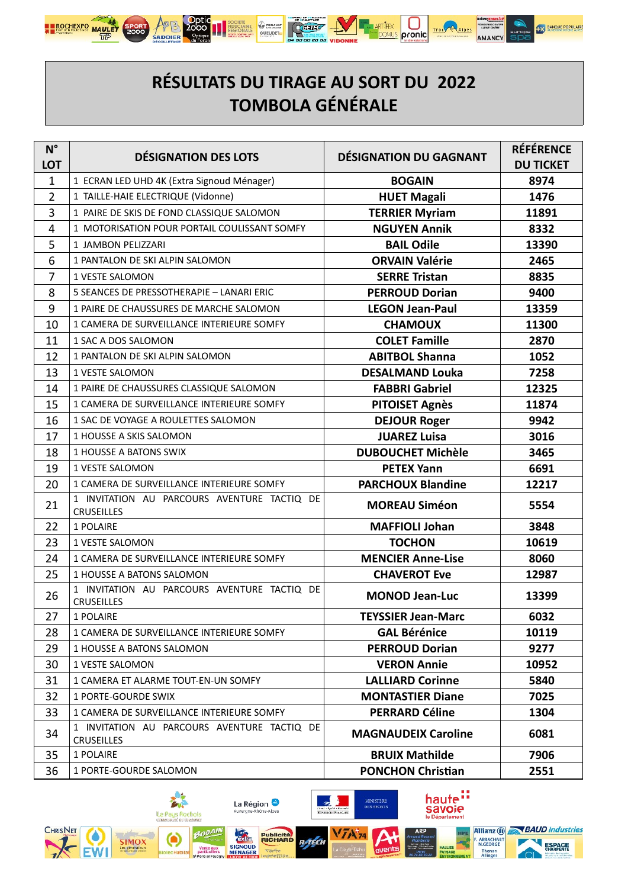# RÉSULTATS DU TIRAGE AU SORT DU 2022
# TOMBOLA GÉNÉRALE

| N° LOT | DÉSIGNATION DES LOTS | DÉSIGNATION DU GAGNANT | RÉFÉRENCE DU TICKET |
|---|---|---|---|
| 1 | 1 ECRAN LED UHD 4K (Extra Signoud Ménager) | **BOGAIN** | **8974** |
| 2 | 1 TAILLE-HAIE ELECTRIQUE (Vidonne) | **HUET Magali** | **1476** |
| 3 | 1 PAIRE DE SKIS DE FOND CLASSIQUE SALOMON | **TERRIER Myriam** | **11891** |
| 4 | 1 MOTORISATION POUR PORTAIL COULISSANT SOMFY | **NGUYEN Annik** | **8332** |
| 5 | 1 JAMBON PELIZZARI | **BAIL Odile** | **13390** |
| 6 | 1 PANTALON DE SKI ALPIN SALOMON | **ORVAIN Valérie** | **2465** |
| 7 | 1 VESTE SALOMON | **SERRE Tristan** | **8835** |
| 8 | 5 SEANCES DE PRESSOTHERAPIE – LANARI ERIC | **PERROUD Dorian** | **9400** |
| 9 | 1 PAIRE DE CHAUSSURES DE MARCHE SALOMON | **LEGON Jean-Paul** | **13359** |
| 10 | 1 CAMERA DE SURVEILLANCE INTERIEURE SOMFY | **CHAMOUX** | **11300** |
| 11 | 1 SAC A DOS SALOMON | **COLET Famille** | **2870** |
| 12 | 1 PANTALON DE SKI ALPIN SALOMON | **ABITBOL Shanna** | **1052** |
| 13 | 1 VESTE SALOMON | **DESALMAND Louka** | **7258** |
| 14 | 1 PAIRE DE CHAUSSURES CLASSIQUE SALOMON | **FABBRI Gabriel** | **12325** |
| 15 | 1 CAMERA DE SURVEILLANCE INTERIEURE SOMFY | **PITOISET Agnès** | **11874** |
| 16 | 1 SAC DE VOYAGE A ROULETTES SALOMON | **DEJOUR Roger** | **9942** |
| 17 | 1 HOUSSE A SKIS SALOMON | **JUAREZ Luisa** | **3016** |
| 18 | 1 HOUSSE A BATONS SWIX | **DUBOUCHET Michèle** | **3465** |
| 19 | 1 VESTE SALOMON | **PETEX Yann** | **6691** |
| 20 | 1 CAMERA DE SURVEILLANCE INTERIEURE SOMFY | **PARCHOUX Blandine** | **12217** |
| 21 | 1 INVITATION AU PARCOURS AVENTURE TACTIQ DE CRUSEILLES | **MOREAU Siméon** | **5554** |
| 22 | 1 POLAIRE | **MAFFIOLI Johan** | **3848** |
| 23 | 1 VESTE SALOMON | **TOCHON** | **10619** |
| 24 | 1 CAMERA DE SURVEILLANCE INTERIEURE SOMFY | **MENCIER Anne-Lise** | **8060** |
| 25 | 1 HOUSSE A BATONS SALOMON | **CHAVEROT Eve** | **12987** |
| 26 | 1 INVITATION AU PARCOURS AVENTURE TACTIQ DE CRUSEILLES | **MONOD Jean-Luc** | **13399** |
| 27 | 1 POLAIRE | **TEYSSIER Jean-Marc** | **6032** |
| 28 | 1 CAMERA DE SURVEILLANCE INTERIEURE SOMFY | **GAL Bérénice** | **10119** |
| 29 | 1 HOUSSE A BATONS SALOMON | **PERROUD Dorian** | **9277** |
| 30 | 1 VESTE SALOMON | **VERON Annie** | **10952** |
| 31 | 1 CAMERA ET ALARME TOUT-EN-UN SOMFY | **LALLIARD Corinne** | **5840** |
| 32 | 1 PORTE-GOURDE SWIX | **MONTASTIER Diane** | **7025** |
| 33 | 1 CAMERA DE SURVEILLANCE INTERIEURE SOMFY | **PERRARD Céline** | **1304** |
| 34 | 1 INVITATION AU PARCOURS AVENTURE TACTIQ DE CRUSEILLES | **MAGNAUDEIX Caroline** | **6081** |
| 35 | 1 POLAIRE | **BRUIX Mathilde** | **7906** |
| 36 | 1 PORTE-GOURDE SALOMON | **PONCHON Christian** | **2551** |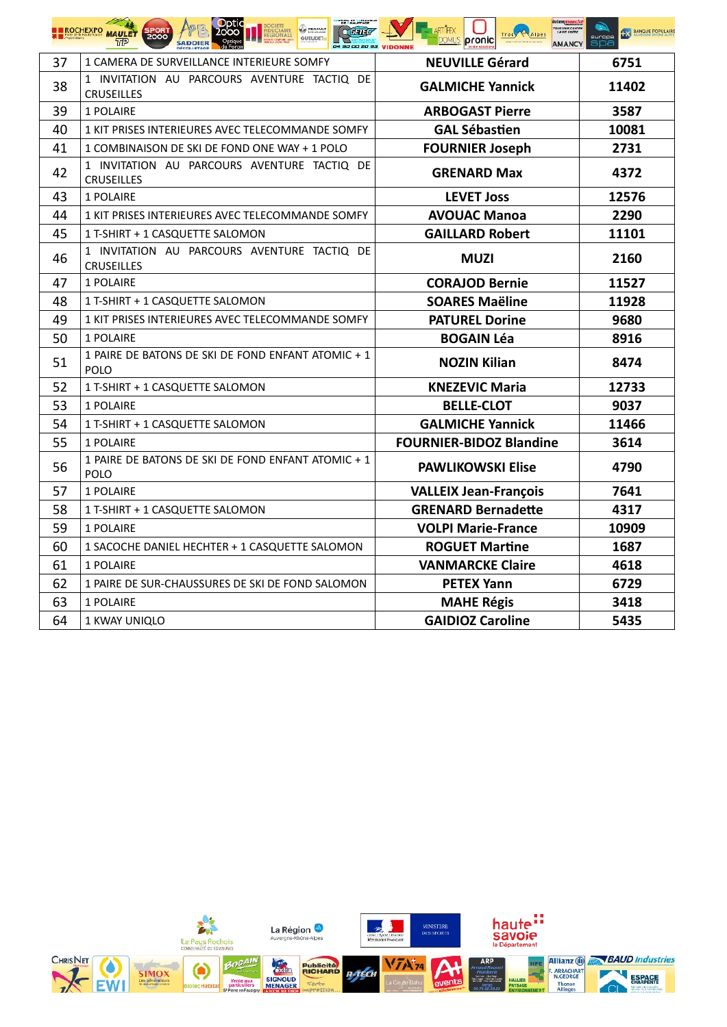| | | | |
|---|---|---|---|
| 37 | 1 CAMERA DE SURVEILLANCE INTERIEURE SOMFY | **NEUVILLE Gérard** | **6751** |
| 38 | 1 INVITATION AU PARCOURS AVENTURE TACTIQ DE CRUSEILLES | **GALMICHE Yannick** | **11402** |
| 39 | 1 POLAIRE | **ARBOGAST Pierre** | **3587** |
| 40 | 1 KIT PRISES INTERIEURES AVEC TELECOMMANDE SOMFY | **GAL Sébastien** | **10081** |
| 41 | 1 COMBINAISON DE SKI DE FOND ONE WAY + 1 POLO | **FOURNIER Joseph** | **2731** |
| 42 | 1 INVITATION AU PARCOURS AVENTURE TACTIQ DE CRUSEILLES | **GRENARD Max** | **4372** |
| 43 | 1 POLAIRE | **LEVET Joss** | **12576** |
| 44 | 1 KIT PRISES INTERIEURES AVEC TELECOMMANDE SOMFY | **AVOUAC Manoa** | **2290** |
| 45 | 1 T-SHIRT + 1 CASQUETTE SALOMON | **GAILLARD Robert** | **11101** |
| 46 | 1 INVITATION AU PARCOURS AVENTURE TACTIQ DE CRUSEILLES | **MUZI** | **2160** |
| 47 | 1 POLAIRE | **CORAJOD Bernie** | **11527** |
| 48 | 1 T-SHIRT + 1 CASQUETTE SALOMON | **SOARES Maëline** | **11928** |
| 49 | 1 KIT PRISES INTERIEURES AVEC TELECOMMANDE SOMFY | **PATUREL Dorine** | **9680** |
| 50 | 1 POLAIRE | **BOGAIN Léa** | **8916** |
| 51 | 1 PAIRE DE BATONS DE SKI DE FOND ENFANT ATOMIC + 1 POLO | **NOZIN Kilian** | **8474** |
| 52 | 1 T-SHIRT + 1 CASQUETTE SALOMON | **KNEZEVIC Maria** | **12733** |
| 53 | 1 POLAIRE | **BELLE-CLOT** | **9037** |
| 54 | 1 T-SHIRT + 1 CASQUETTE SALOMON | **GALMICHE Yannick** | **11466** |
| 55 | 1 POLAIRE | **FOURNIER-BIDOZ Blandine** | **3614** |
| 56 | 1 PAIRE DE BATONS DE SKI DE FOND ENFANT ATOMIC + 1 POLO | **PAWLIKOWSKI Elise** | **4790** |
| 57 | 1 POLAIRE | **VALLEIX Jean-François** | **7641** |
| 58 | 1 T-SHIRT + 1 CASQUETTE SALOMON | **GRENARD Bernadette** | **4317** |
| 59 | 1 POLAIRE | **VOLPI Marie-France** | **10909** |
| 60 | 1 SACOCHE DANIEL HECHTER + 1 CASQUETTE SALOMON | **ROGUET Martine** | **1687** |
| 61 | 1 POLAIRE | **VANMARCKE Claire** | **4618** |
| 62 | 1 PAIRE DE SUR-CHAUSSURES DE SKI DE FOND SALOMON | **PETEX Yann** | **6729** |
| 63 | 1 POLAIRE | **MAHE Régis** | **3418** |
| 64 | 1 KWAY UNIQLO | **GAIDIOZ Caroline** | **5435** |